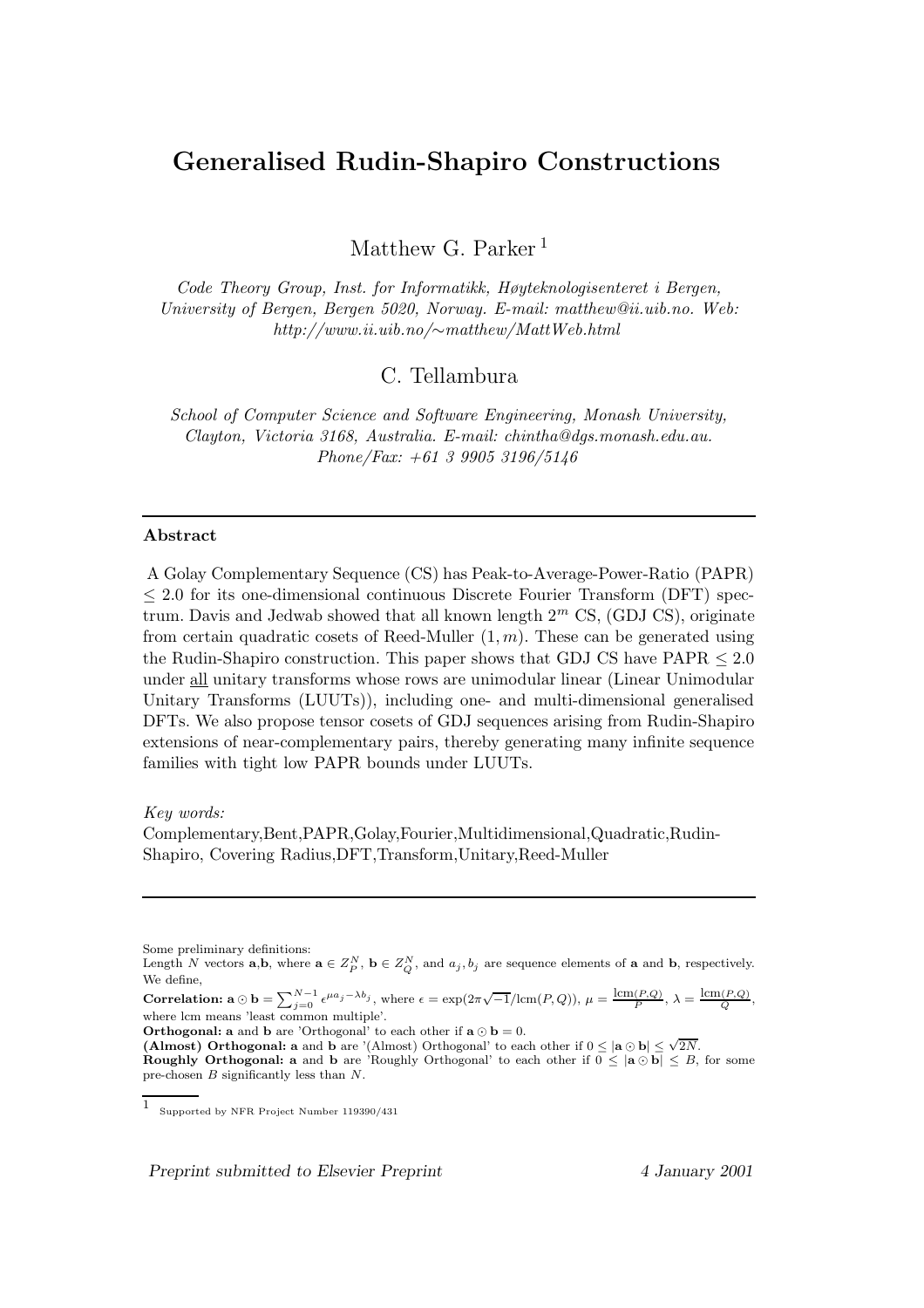# Generalised Rudin-Shapiro Constructions

Matthew G. Parker [1]

*Code Theory Group, Inst. for Informatikk, Høyteknologisenteret i Bergen, University of Bergen, Bergen 5020, Norway. E-mail: matthew@ii.uib.no. Web: http://www.ii.uib.no/∼matthew/MattWeb.html*

C. Tellambura

*School of Computer Science and Software Engineering, Monash University, Clayton, Victoria 3168, Australia. E-mail: chintha@dgs.monash.edu.au. Phone/Fax: +61 3 9905 3196/5146*

---

**Abstract**

A Golay Complementary Sequence (CS) has Peak-to-Average-Power-Ratio (PAPR) $\leq 2.0$ for its one-dimensional continuous Discrete Fourier Transform (DFT) spectrum. Davis and Jedwab showed that all known length $2^m$ CS, (GDJ CS), originate from certain quadratic cosets of Reed-Muller $(1, m)$. These can be generated using the Rudin-Shapiro construction. This paper shows that GDJ CS have PAPR $\leq 2.0$ under all unitary transforms whose rows are unimodular linear (Linear Unimodular Unitary Transforms (LUUTs)), including one- and multi-dimensional generalised DFTs. We also propose tensor cosets of GDJ sequences arising from Rudin-Shapiro extensions of near-complementary pairs, thereby generating many infinite sequence families with tight low PAPR bounds under LUUTs.

*Key words:*
Complementary,Bent,PAPR,Golay,Fourier,Multidimensional,Quadratic,Rudin-Shapiro, Covering Radius,DFT,Transform,Unitary,Reed-Muller

---

Some preliminary definitions:
Length $N$ vectors $\mathbf{a}$,$\mathbf{b}$, where $\mathbf{a} \in Z_P^N$, $\mathbf{b} \in Z_Q^N$, and $a_j, b_j$ are sequence elements of $\mathbf{a}$ and $\mathbf{b}$, respectively. We define,

**Correlation:** $\mathbf{a} \odot \mathbf{b} = \sum_{j=0}^{N-1} \epsilon^{\mu a_j - \lambda b_j}$, where $\epsilon = \exp(2\pi\sqrt{-1}/\text{lcm}(P,Q))$, $\mu = \frac{\text{lcm}(P,Q)}{P}$, $\lambda = \frac{\text{lcm}(P,Q)}{Q}$, where lcm means 'least common multiple'.

**Orthogonal:** $\mathbf{a}$ and $\mathbf{b}$ are 'Orthogonal' to each other if $\mathbf{a} \odot \mathbf{b} = 0$.

**(Almost) Orthogonal:** $\mathbf{a}$ and $\mathbf{b}$ are '(Almost) Orthogonal' to each other if $0 \leq |\mathbf{a} \odot \mathbf{b}| \leq \sqrt{2N}$.

**Roughly Orthogonal:** $\mathbf{a}$ and $\mathbf{b}$ are 'Roughly Orthogonal' to each other if $0 \leq |\mathbf{a} \odot \mathbf{b}| \leq B$, for some pre-chosen $B$ significantly less than $N$.

[1] Supported by NFR Project Number 119390/431

Preprint submitted to Elsevier Preprint 4 January 2001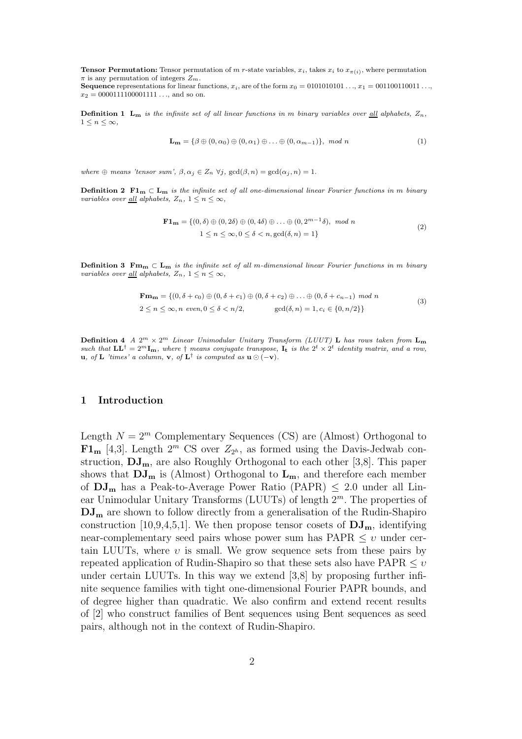**Tensor Permutation:** Tensor permutation of $m$ $r$-state variables, $x_i$, takes $x_i$ to $x_{\pi(i)}$, where permutation $\pi$ is any permutation of integers $Z_m$.
**Sequence** representations for linear functions, $x_i$, are of the form $x_0 = 0101010101\ldots$, $x_1 = 001100110011\ldots$, $x_2 = 0000111100001111\ldots$, and so on.

**Definition 1** *$\mathbf{L_m}$ is the infinite set of all linear functions in $m$ binary variables over all alphabets, $Z_n$, $1 \leq n \leq \infty$,*

$$\mathbf{L_m} = \{\beta \oplus (0, \alpha_0) \oplus (0, \alpha_1) \oplus \ldots \oplus (0, \alpha_{m-1})\}, \ mod\ n \tag{1}$$

*where $\oplus$ means 'tensor sum', $\beta, \alpha_j \in Z_n \ \forall j$, $\gcd(\beta, n) = \gcd(\alpha_j, n) = 1$.*

**Definition 2** *$\mathbf{F1_m} \subset \mathbf{L_m}$ is the infinite set of all one-dimensional linear Fourier functions in $m$ binary variables over all alphabets, $Z_n$, $1 \leq n \leq \infty$,*

$$\begin{gathered}\mathbf{F1_m} = \{(0, \delta) \oplus (0, 2\delta) \oplus (0, 4\delta) \oplus \ldots \oplus (0, 2^{m-1}\delta), \ mod\ n \\ 1 \leq n \leq \infty, 0 \leq \delta < n, \gcd(\delta, n) = 1\}\end{gathered} \tag{2}$$

**Definition 3** *$\mathbf{Fm_m} \subset \mathbf{L_m}$ is the infinite set of all $m$-dimensional linear Fourier functions in $m$ binary variables over all alphabets, $Z_n$, $1 \leq n \leq \infty$,*

$$\begin{aligned}&\mathbf{Fm_m} = \{(0, \delta + c_0) \oplus (0, \delta + c_1) \oplus (0, \delta + c_2) \oplus \ldots \oplus (0, \delta + c_{n-1}) \ mod\ n \\ &2 \leq n \leq \infty, n \text{ even}, 0 \leq \delta < n/2, \qquad \gcd(\delta, n) = 1, c_i \in \{0, n/2\}\}\end{aligned} \tag{3}$$

**Definition 4** *A $2^m \times 2^m$ Linear Unimodular Unitary Transform (LUUT) $\mathbf{L}$ has rows taken from $\mathbf{L_m}$ such that $\mathbf{LL}^\dagger = 2^m\mathbf{I_m}$, where $\dagger$ means conjugate transpose, $\mathbf{I_t}$ is the $2^t \times 2^t$ identity matrix, and a row, $\mathbf{u}$, of $\mathbf{L}$ 'times' a column, $\mathbf{v}$, of $\mathbf{L}^\dagger$ is computed as $\mathbf{u} \odot (-\mathbf{v})$.*

## 1 Introduction

Length $N = 2^m$ Complementary Sequences (CS) are (Almost) Orthogonal to $\mathbf{F1_m}$ [4,3]. Length $2^m$ CS over $Z_{2^h}$, as formed using the Davis-Jedwab construction, $\mathbf{DJ_m}$, are also Roughly Orthogonal to each other [3,8]. This paper shows that $\mathbf{DJ_m}$ is (Almost) Orthogonal to $\mathbf{L_m}$, and therefore each member of $\mathbf{DJ_m}$ has a Peak-to-Average Power Ratio (PAPR) $\leq 2.0$ under all Linear Unimodular Unitary Transforms (LUUTs) of length $2^m$. The properties of $\mathbf{DJ_m}$ are shown to follow directly from a generalisation of the Rudin-Shapiro construction [10,9,4,5,1]. We then propose tensor cosets of $\mathbf{DJ_m}$, identifying near-complementary seed pairs whose power sum has PAPR $\leq \upsilon$ under certain LUUTs, where $\upsilon$ is small. We grow sequence sets from these pairs by repeated application of Rudin-Shapiro so that these sets also have PAPR $\leq \upsilon$ under certain LUUTs. In this way we extend [3,8] by proposing further infinite sequence families with tight one-dimensional Fourier PAPR bounds, and of degree higher than quadratic. We also confirm and extend recent results of [2] who construct families of Bent sequences using Bent sequences as seed pairs, although not in the context of Rudin-Shapiro.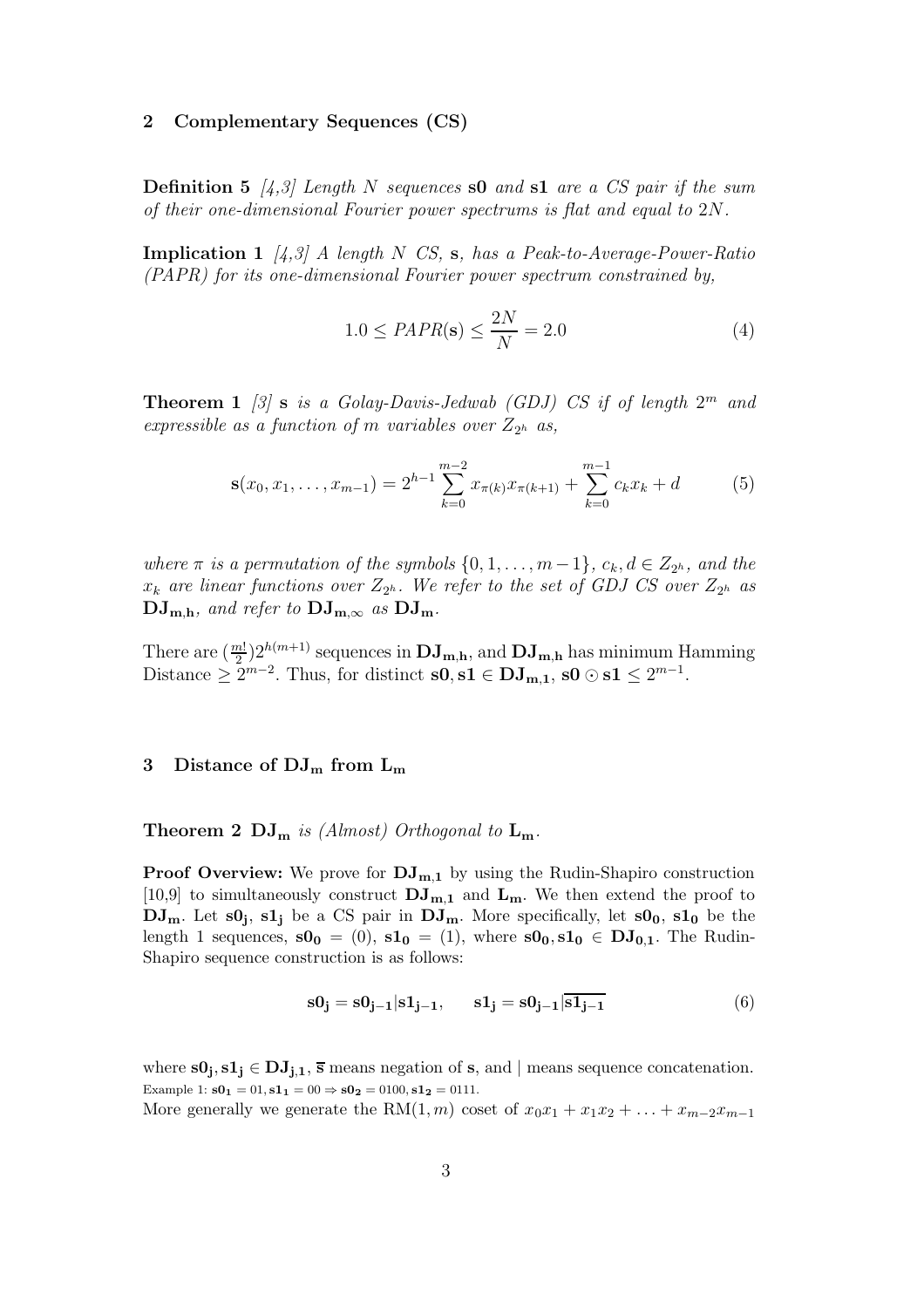## 2 Complementary Sequences (CS)

**Definition 5** *[4,3] Length $N$ sequences* $\mathbf{s0}$ *and* $\mathbf{s1}$ *are a CS pair if the sum of their one-dimensional Fourier power spectrums is flat and equal to $2N$.*

**Implication 1** *[4,3] A length $N$ CS,* $\mathbf{s}$*, has a Peak-to-Average-Power-Ratio (PAPR) for its one-dimensional Fourier power spectrum constrained by,*

$$1.0 \leq PAPR(\mathbf{s}) \leq \frac{2N}{N} = 2.0 \tag{4}$$

**Theorem 1** *[3]* $\mathbf{s}$ *is a Golay-Davis-Jedwab (GDJ) CS if of length $2^m$ and expressible as a function of $m$ variables over $Z_{2^h}$ as,*

$$\mathbf{s}(x_0, x_1, \ldots, x_{m-1}) = 2^{h-1} \sum_{k=0}^{m-2} x_{\pi(k)} x_{\pi(k+1)} + \sum_{k=0}^{m-1} c_k x_k + d \tag{5}$$

*where $\pi$ is a permutation of the symbols $\{0, 1, \ldots, m-1\}$, $c_k, d \in Z_{2^h}$, and the $x_k$ are linear functions over $Z_{2^h}$. We refer to the set of GDJ CS over $Z_{2^h}$ as* $\mathbf{DJ_{m,h}}$*, and refer to* $\mathbf{DJ_{m,\infty}}$ *as* $\mathbf{DJ_m}$*.*

There are $(\frac{m!}{2})2^{h(m+1)}$ sequences in $\mathbf{DJ_{m,h}}$, and $\mathbf{DJ_{m,h}}$ has minimum Hamming Distance $\geq 2^{m-2}$. Thus, for distinct $\mathbf{s0}, \mathbf{s1} \in \mathbf{DJ_{m,1}}$, $\mathbf{s0} \odot \mathbf{s1} \leq 2^{m-1}$.

## 3 Distance of $\mathbf{DJ_m}$ from $\mathbf{L_m}$

**Theorem 2** $\mathbf{DJ_m}$ *is (Almost) Orthogonal to* $\mathbf{L_m}$*.*

**Proof Overview:** We prove for $\mathbf{DJ_{m,1}}$ by using the Rudin-Shapiro construction [10,9] to simultaneously construct $\mathbf{DJ_{m,1}}$ and $\mathbf{L_m}$. We then extend the proof to $\mathbf{DJ_m}$. Let $\mathbf{s0_j}$, $\mathbf{s1_j}$ be a CS pair in $\mathbf{DJ_m}$. More specifically, let $\mathbf{s0_0}$, $\mathbf{s1_0}$ be the length 1 sequences, $\mathbf{s0_0} = (0)$, $\mathbf{s1_0} = (1)$, where $\mathbf{s0_0}, \mathbf{s1_0} \in \mathbf{DJ_{0,1}}$. The Rudin-Shapiro sequence construction is as follows:

$$\mathbf{s0_j} = \mathbf{s0_{j-1}} | \mathbf{s1_{j-1}}, \qquad \mathbf{s1_j} = \mathbf{s0_{j-1}} | \overline{\mathbf{s1_{j-1}}} \tag{6}$$

where $\mathbf{s0_j}, \mathbf{s1_j} \in \mathbf{DJ_{j,1}}$, $\overline{\mathbf{s}}$ means negation of $\mathbf{s}$, and | means sequence concatenation.
Example 1: $\mathbf{s0_1} = 01, \mathbf{s1_1} = 00 \Rightarrow \mathbf{s0_2} = 0100, \mathbf{s1_2} = 0111.$
More generally we generate the RM$(1, m)$ coset of $x_0x_1 + x_1x_2 + \ldots + x_{m-2}x_{m-1}$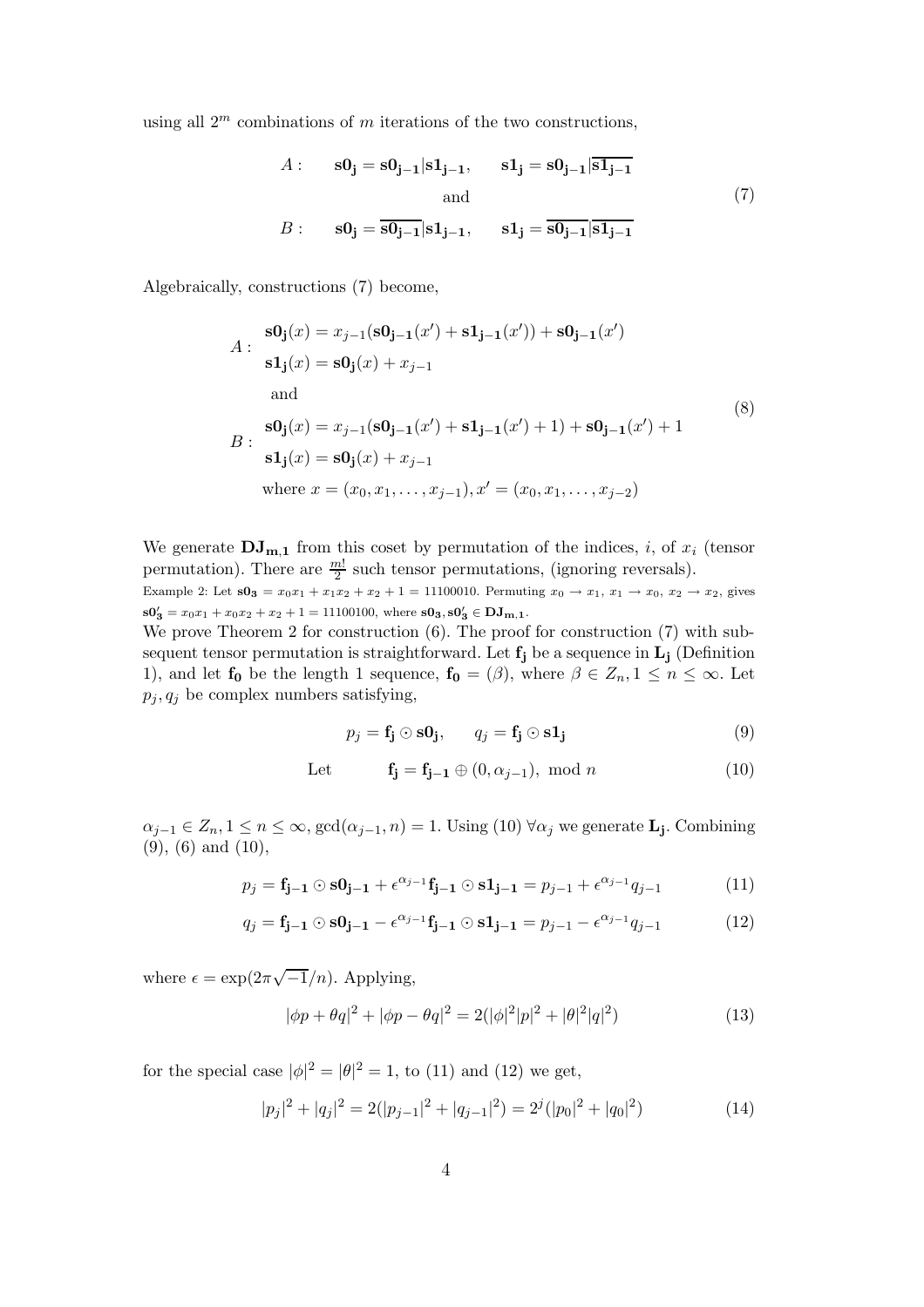using all $2^m$ combinations of $m$ iterations of the two constructions,

$$
\begin{array}{ll}
A: & \mathbf{s0_j} = \mathbf{s0_{j-1}}|\mathbf{s1_{j-1}}, \qquad \mathbf{s1_j} = \mathbf{s0_{j-1}}|\overline{\mathbf{s1_{j-1}}} \\
 & \text{and} \\
B: & \mathbf{s0_j} = \overline{\mathbf{s0_{j-1}}}|\mathbf{s1_{j-1}}, \qquad \mathbf{s1_j} = \overline{\mathbf{s0_{j-1}}}|\overline{\mathbf{s1_{j-1}}}
\end{array}
\tag{7}
$$

Algebraically, constructions (7) become,

$$
\begin{array}{ll}
A: & \begin{array}{l}\mathbf{s0_j}(x) = x_{j-1}(\mathbf{s0_{j-1}}(x') + \mathbf{s1_{j-1}}(x')) + \mathbf{s0_{j-1}}(x') \\ \mathbf{s1_j}(x) = \mathbf{s0_j}(x) + x_{j-1}\end{array} \\
 & \text{and} \\
B: & \begin{array}{l}\mathbf{s0_j}(x) = x_{j-1}(\mathbf{s0_{j-1}}(x') + \mathbf{s1_{j-1}}(x') + 1) + \mathbf{s0_{j-1}}(x') + 1 \\ \mathbf{s1_j}(x) = \mathbf{s0_j}(x) + x_{j-1}\end{array} \\
 & \text{where } x = (x_0, x_1, \ldots, x_{j-1}), x' = (x_0, x_1, \ldots, x_{j-2})
\end{array}
\tag{8}
$$

We generate $\mathbf{DJ_{m,1}}$ from this coset by permutation of the indices, $i$, of $x_i$ (tensor permutation). There are $\frac{m!}{2}$ such tensor permutations, (ignoring reversals).

Example 2: Let $\mathbf{s0_3} = x_0x_1 + x_1x_2 + x_2 + 1 = 11100010$. Permuting $x_0 \to x_1$, $x_1 \to x_0$, $x_2 \to x_2$, gives $\mathbf{s0'_3} = x_0x_1 + x_0x_2 + x_2 + 1 = 11100100$, where $\mathbf{s0_3}, \mathbf{s0'_3} \in \mathbf{DJ_{m,1}}$.

We prove Theorem 2 for construction (6). The proof for construction (7) with subsequent tensor permutation is straightforward. Let $\mathbf{f_j}$ be a sequence in $\mathbf{L_j}$ (Definition 1), and let $\mathbf{f_0}$ be the length 1 sequence, $\mathbf{f_0} = (\beta)$, where $\beta \in Z_n, 1 \le n \le \infty$. Let $p_j, q_j$ be complex numbers satisfying,

$$
p_j = \mathbf{f_j} \odot \mathbf{s0_j}, \qquad q_j = \mathbf{f_j} \odot \mathbf{s1_j} \tag{9}
$$

$$
\text{Let} \qquad \mathbf{f_j} = \mathbf{f_{j-1}} \oplus (0, \alpha_{j-1}), \text{ mod } n \tag{10}
$$

$\alpha_{j-1} \in Z_n, 1 \le n \le \infty, \gcd(\alpha_{j-1}, n) = 1$. Using (10) $\forall \alpha_j$ we generate $\mathbf{L_j}$. Combining (9), (6) and (10),

$$
p_j = \mathbf{f_{j-1}} \odot \mathbf{s0_{j-1}} + \epsilon^{\alpha_{j-1}} \mathbf{f_{j-1}} \odot \mathbf{s1_{j-1}} = p_{j-1} + \epsilon^{\alpha_{j-1}} q_{j-1} \tag{11}
$$

$$
q_j = \mathbf{f_{j-1}} \odot \mathbf{s0_{j-1}} - \epsilon^{\alpha_{j-1}} \mathbf{f_{j-1}} \odot \mathbf{s1_{j-1}} = p_{j-1} - \epsilon^{\alpha_{j-1}} q_{j-1} \tag{12}
$$

where $\epsilon = \exp(2\pi\sqrt{-1}/n)$. Applying,

$$
|\phi p + \theta q|^2 + |\phi p - \theta q|^2 = 2(|\phi|^2|p|^2 + |\theta|^2|q|^2) \tag{13}
$$

for the special case $|\phi|^2 = |\theta|^2 = 1$, to (11) and (12) we get,

$$
|p_j|^2 + |q_j|^2 = 2(|p_{j-1}|^2 + |q_{j-1}|^2) = 2^j(|p_0|^2 + |q_0|^2) \tag{14}
$$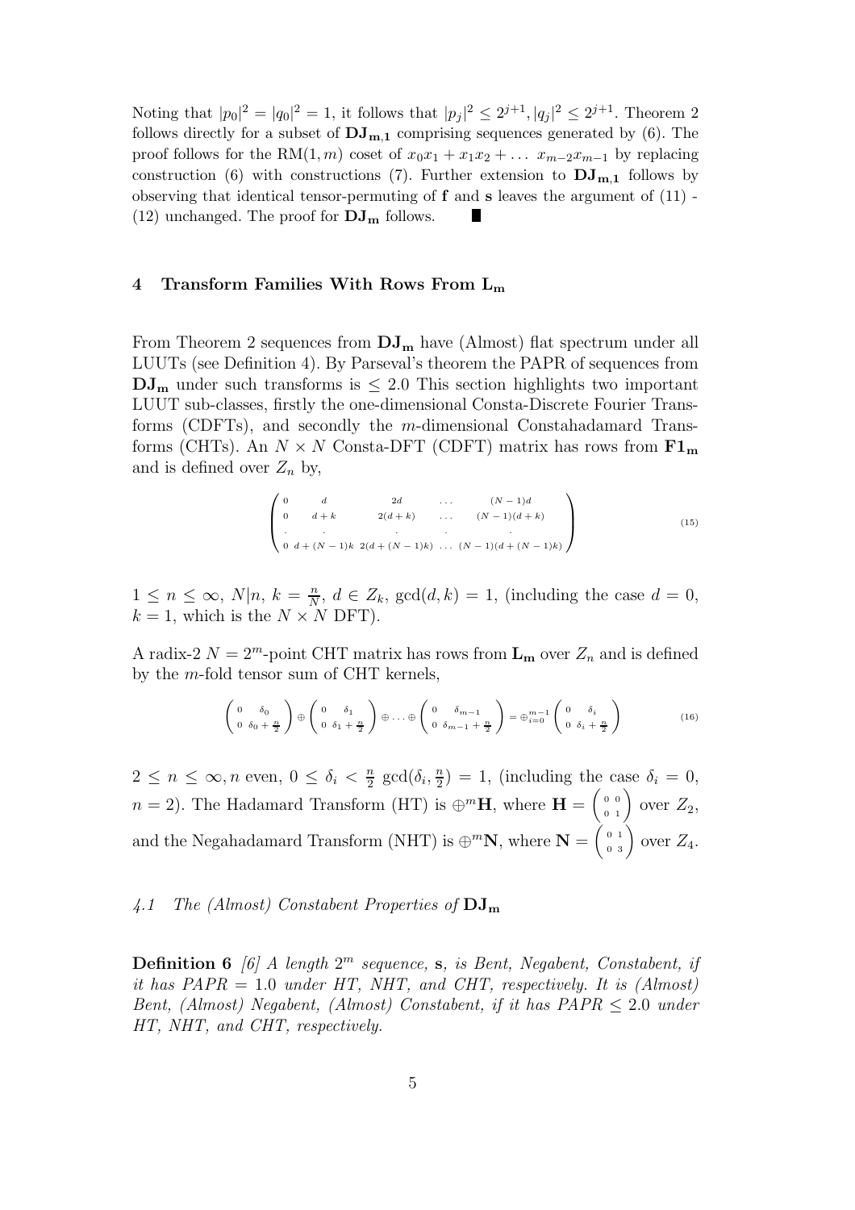Noting that $|p_0|^2 = |q_0|^2 = 1$, it follows that $|p_j|^2 \leq 2^{j+1}, |q_j|^2 \leq 2^{j+1}$. Theorem 2 follows directly for a subset of $\mathbf{DJ_{m,1}}$ comprising sequences generated by (6). The proof follows for the RM$(1,m)$ coset of $x_0x_1 + x_1x_2 + \ldots\ x_{m-2}x_{m-1}$ by replacing construction (6) with constructions (7). Further extension to $\mathbf{DJ_{m,1}}$ follows by observing that identical tensor-permuting of $\mathbf{f}$ and $\mathbf{s}$ leaves the argument of (11) - (12) unchanged. The proof for $\mathbf{DJ_m}$ follows. ∎

## 4 Transform Families With Rows From $\mathbf{L_m}$

From Theorem 2 sequences from $\mathbf{DJ_m}$ have (Almost) flat spectrum under all LUUTs (see Definition 4). By Parseval's theorem the PAPR of sequences from $\mathbf{DJ_m}$ under such transforms is $\leq 2.0$ This section highlights two important LUUT sub-classes, firstly the one-dimensional Consta-Discrete Fourier Transforms (CDFTs), and secondly the $m$-dimensional Constahadamard Transforms (CHTs). An $N \times N$ Consta-DFT (CDFT) matrix has rows from $\mathbf{F1_m}$ and is defined over $Z_n$ by,

$$\begin{pmatrix} 0 & d & 2d & \ldots & (N-1)d \\ 0 & d+k & 2(d+k) & \ldots & (N-1)(d+k) \\ . & . & . & . & . \\ 0 & d+(N-1)k & 2(d+(N-1)k) & \ldots & (N-1)(d+(N-1)k) \end{pmatrix} \tag{15}$$

$1 \leq n \leq \infty$, $N|n$, $k = \frac{n}{N}$, $d \in Z_k$, $\gcd(d,k) = 1$, (including the case $d = 0$, $k = 1$, which is the $N \times N$ DFT).

A radix-2 $N = 2^m$-point CHT matrix has rows from $\mathbf{L_m}$ over $Z_n$ and is defined by the $m$-fold tensor sum of CHT kernels,

$$\begin{pmatrix} 0 & \delta_0 \\ 0 & \delta_0 + \frac{n}{2} \end{pmatrix} \oplus \begin{pmatrix} 0 & \delta_1 \\ 0 & \delta_1 + \frac{n}{2} \end{pmatrix} \oplus \ldots \oplus \begin{pmatrix} 0 & \delta_{m-1} \\ 0 & \delta_{m-1} + \frac{n}{2} \end{pmatrix} = \oplus_{i=0}^{m-1} \begin{pmatrix} 0 & \delta_i \\ 0 & \delta_i + \frac{n}{2} \end{pmatrix} \tag{16}$$

$2 \leq n \leq \infty, n$ even, $0 \leq \delta_i < \frac{n}{2}$ $\gcd(\delta_i, \frac{n}{2}) = 1$, (including the case $\delta_i = 0$, $n = 2$). The Hadamard Transform (HT) is $\oplus^m \mathbf{H}$, where $\mathbf{H} = \begin{pmatrix} 0 & 0 \\ 0 & 1 \end{pmatrix}$ over $Z_2$, and the Negahadamard Transform (NHT) is $\oplus^m \mathbf{N}$, where $\mathbf{N} = \begin{pmatrix} 0 & 1 \\ 0 & 3 \end{pmatrix}$ over $Z_4$.

### *4.1 The (Almost) Constabent Properties of* $\mathbf{DJ_m}$

**Definition 6** *[6] A length $2^m$ sequence, $\mathbf{s}$, is Bent, Negabent, Constabent, if it has PAPR = 1.0 under HT, NHT, and CHT, respectively. It is (Almost) Bent, (Almost) Negabent, (Almost) Constabent, if it has PAPR $\leq 2.0$ under HT, NHT, and CHT, respectively.*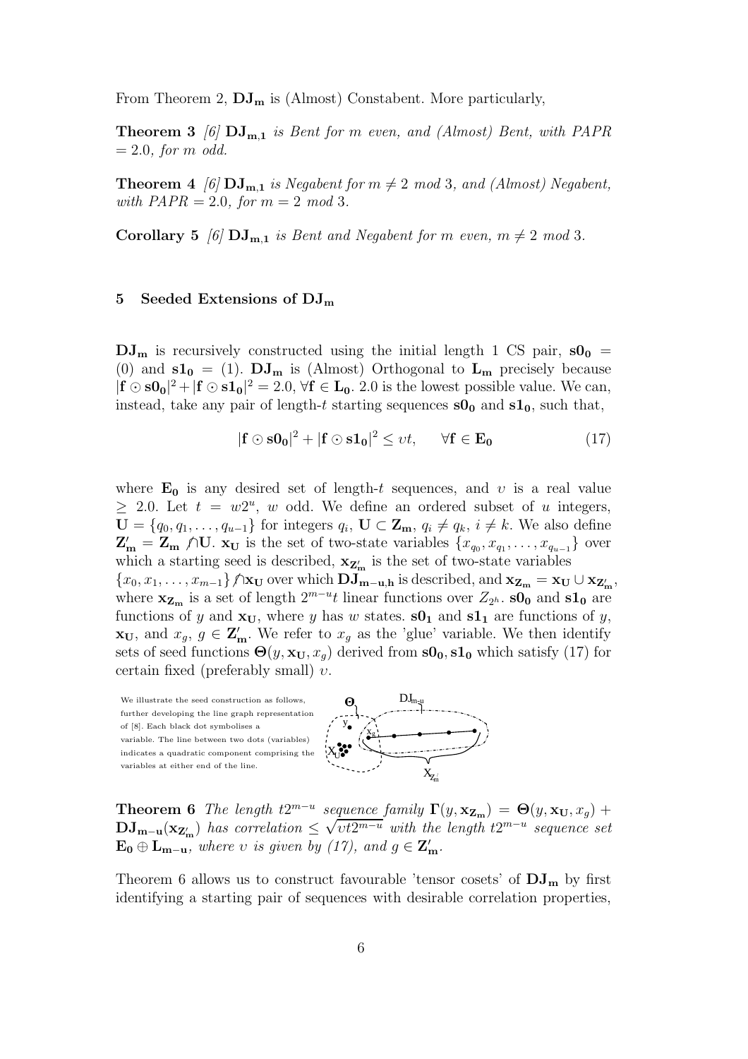From Theorem 2, $\mathbf{DJ_m}$ is (Almost) Constabent. More particularly,

**Theorem 3** *[6]* $\mathbf{DJ_{m,1}}$ *is Bent for m even, and (Almost) Bent, with PAPR = 2.0, for m odd.*

**Theorem 4** *[6]* $\mathbf{DJ_{m,1}}$ *is Negabent for* $m \neq 2 \bmod 3$*, and (Almost) Negabent, with PAPR = 2.0, for* $m = 2 \bmod 3$*.*

**Corollary 5** *[6]* $\mathbf{DJ_{m,1}}$ *is Bent and Negabent for m even,* $m \neq 2 \bmod 3$*.*

## 5 Seeded Extensions of $\mathbf{DJ_m}$

$\mathbf{DJ_m}$ is recursively constructed using the initial length 1 CS pair, $\mathbf{s0_0} = (0)$ and $\mathbf{s1_0} = (1)$. $\mathbf{DJ_m}$ is (Almost) Orthogonal to $\mathbf{L_m}$ precisely because $|\mathbf{f} \odot \mathbf{s0_0}|^2 + |\mathbf{f} \odot \mathbf{s1_0}|^2 = 2.0$, $\forall \mathbf{f} \in \mathbf{L_0}$. 2.0 is the lowest possible value. We can, instead, take any pair of length-$t$ starting sequences $\mathbf{s0_0}$ and $\mathbf{s1_0}$, such that,

$$|\mathbf{f} \odot \mathbf{s0_0}|^2 + |\mathbf{f} \odot \mathbf{s1_0}|^2 \leq \upsilon t, \qquad \forall \mathbf{f} \in \mathbf{E_0} \tag{17}$$

where $\mathbf{E_0}$ is any desired set of length-$t$ sequences, and $\upsilon$ is a real value $\geq 2.0$. Let $t = w2^u$, $w$ odd. We define an ordered subset of $u$ integers, $\mathbf{U} = \{q_0, q_1, \ldots, q_{u-1}\}$ for integers $q_i$, $\mathbf{U} \subset \mathbf{Z_m}$, $q_i \neq q_k$, $i \neq k$. We also define $\mathbf{Z'_m} = \mathbf{Z_m} \not\cap \mathbf{U}$. $\mathbf{x_U}$ is the set of two-state variables $\{x_{q_0}, x_{q_1}, \ldots, x_{q_{u-1}}\}$ over which a starting seed is described, $\mathbf{x_{Z'_m}}$ is the set of two-state variables $\{x_0, x_1, \ldots, x_{m-1}\} \not\cap \mathbf{x_U}$ over which $\mathbf{DJ_{m-u,h}}$ is described, and $\mathbf{x_{Z_m}} = \mathbf{x_U} \cup \mathbf{x_{Z'_m}}$, where $\mathbf{x_{Z_m}}$ is a set of length $2^{m-u}t$ linear functions over $Z_{2^h}$. $\mathbf{s0_0}$ and $\mathbf{s1_0}$ are functions of $y$ and $\mathbf{x_U}$, where $y$ has $w$ states. $\mathbf{s0_1}$ and $\mathbf{s1_1}$ are functions of $y$, $\mathbf{x_U}$, and $x_g$, $g \in \mathbf{Z'_m}$. We refer to $x_g$ as the 'glue' variable. We then identify sets of seed functions $\mathbf{\Theta}(y, \mathbf{x_U}, x_g)$ derived from $\mathbf{s0_0}, \mathbf{s1_0}$ which satisfy (17) for certain fixed (preferably small) $\upsilon$.

We illustrate the seed construction as follows, further developing the line graph representation of [8]. Each black dot symbolises a variable. The line between two dots (variables) indicates a quadratic component comprising the variables at either end of the line.

**Theorem 6** *The length* $t2^{m-u}$ *sequence family* $\mathbf{\Gamma}(y, \mathbf{x_{Z_m}}) = \mathbf{\Theta}(y, \mathbf{x_U}, x_g) + \mathbf{DJ_{m-u}}(\mathbf{x_{Z'_m}})$ *has correlation* $\leq \sqrt{\upsilon t 2^{m-u}}$ *with the length* $t2^{m-u}$ *sequence set* $\mathbf{E_0} \oplus \mathbf{L_{m-u}}$*, where* $\upsilon$ *is given by (17), and* $g \in \mathbf{Z'_m}$*.*

Theorem 6 allows us to construct favourable 'tensor cosets' of $\mathbf{DJ_m}$ by first identifying a starting pair of sequences with desirable correlation properties,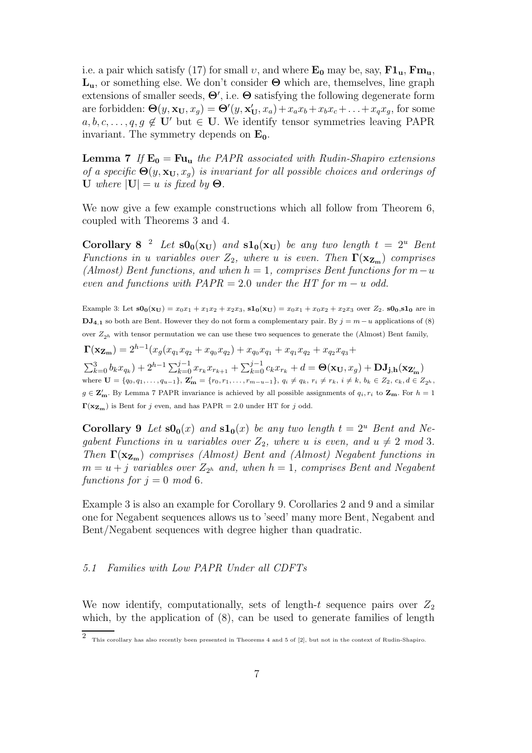i.e. a pair which satisfy (17) for small $\upsilon$, and where $\mathbf{E_0}$ may be, say, $\mathbf{F1_u}$, $\mathbf{Fm_u}$, $\mathbf{L_u}$, or something else. We don't consider $\mathbf{\Theta}$ which are, themselves, line graph extensions of smaller seeds, $\mathbf{\Theta'}$, i.e. $\mathbf{\Theta}$ satisfying the following degenerate form are forbidden: $\mathbf{\Theta}(y, \mathbf{x_U}, x_g) = \mathbf{\Theta'}(y, \mathbf{x'_U}, x_a) + x_a x_b + x_b x_c + \ldots + x_q x_g$, for some $a, b, c, \ldots, q, g \notin \mathbf{U'}$ but $\in \mathbf{U}$. We identify tensor symmetries leaving PAPR invariant. The symmetry depends on $\mathbf{E_0}$.

**Lemma 7** *If $\mathbf{E_0} = \mathbf{Fu_u}$ the PAPR associated with Rudin-Shapiro extensions of a specific $\mathbf{\Theta}(y, \mathbf{x_U}, x_g)$ is invariant for all possible choices and orderings of $\mathbf{U}$ where $|\mathbf{U}| = u$ is fixed by $\mathbf{\Theta}$.*

We now give a few example constructions which all follow from Theorem 6, coupled with Theorems 3 and 4.

**Corollary 8** [2] *Let $\mathbf{s0_0}(\mathbf{x_U})$ and $\mathbf{s1_0}(\mathbf{x_U})$ be any two length $t = 2^u$ Bent Functions in $u$ variables over $Z_2$, where $u$ is even. Then $\mathbf{\Gamma}(\mathbf{x_{Z_m}})$ comprises (Almost) Bent functions, and when $h = 1$, comprises Bent functions for $m - u$ even and functions with PAPR $= 2.0$ under the HT for $m - u$ odd.*

Example 3: Let $\mathbf{s0_0}(\mathbf{x_U}) = x_0x_1 + x_1x_2 + x_2x_3$, $\mathbf{s1_0}(\mathbf{x_U}) = x_0x_1 + x_0x_2 + x_2x_3$ over $Z_2$. $\mathbf{s0_0}$,$\mathbf{s1_0}$ are in $\mathbf{DJ_{4,1}}$ so both are Bent. However they do not form a complementary pair. By $j = m - u$ applications of (8) over $Z_{2^h}$ with tensor permutation we can use these two sequences to generate the (Almost) Bent family,

$$\mathbf{\Gamma}(\mathbf{x_{Z_m}}) = 2^{h-1}(x_g(x_{q_1}x_{q_2} + x_{q_0}x_{q_2}) + x_{q_0}x_{q_1} + x_{q_1}x_{q_2} + x_{q_2}x_{q_3} +$$
$$\sum_{k=0}^{3} b_k x_{q_k}) + 2^{h-1}\sum_{k=0}^{j-1} x_{r_k}x_{r_{k+1}} + \sum_{k=0}^{j-1} c_k x_{r_k} + d = \mathbf{\Theta}(\mathbf{x_U}, x_g) + \mathbf{DJ_{j,h}}(\mathbf{x_{Z'_m}})$$

where $\mathbf{U} = \{q_0, q_1, \ldots, q_{u-1}\}$, $\mathbf{Z'_m} = \{r_0, r_1, \ldots, r_{m-u-1}\}$, $q_i \neq q_k$, $r_i \neq r_k$, $i \neq k$, $b_k \in Z_2$, $c_k, d \in Z_{2^h}$, $g \in \mathbf{Z'_m}$. By Lemma 7 PAPR invariance is achieved by all possible assignments of $q_i, r_i$ to $\mathbf{Z_m}$. For $h = 1$ $\mathbf{\Gamma}(\mathbf{x_{Z_m}})$ is Bent for $j$ even, and has PAPR $= 2.0$ under HT for $j$ odd.

**Corollary 9** *Let $\mathbf{s0_0}(x)$ and $\mathbf{s1_0}(x)$ be any two length $t = 2^u$ Bent and Negabent Functions in $u$ variables over $Z_2$, where $u$ is even, and $u \neq 2 \bmod 3$. Then $\mathbf{\Gamma}(\mathbf{x_{Z_m}})$ comprises (Almost) Bent and (Almost) Negabent functions in $m = u + j$ variables over $Z_{2^h}$ and, when $h = 1$, comprises Bent and Negabent functions for $j = 0 \bmod 6$.*

Example 3 is also an example for Corollary 9. Corollaries 2 and 9 and a similar one for Negabent sequences allows us to 'seed' many more Bent, Negabent and Bent/Negabent sequences with degree higher than quadratic.

### 5.1 Families with Low PAPR Under all CDFTs

We now identify, computationally, sets of length-$t$ sequence pairs over $Z_2$ which, by the application of (8), can be used to generate families of length

[2] This corollary has also recently been presented in Theorems 4 and 5 of [2], but not in the context of Rudin-Shapiro.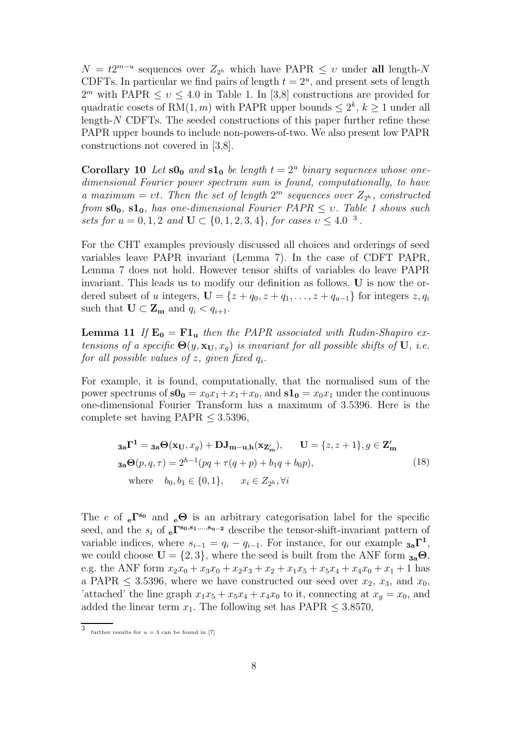$N = t2^{m-u}$ sequences over $Z_{2^h}$ which have PAPR $\leq \upsilon$ under **all** length-$N$ CDFTs. In particular we find pairs of length $t = 2^u$, and present sets of length $2^m$ with PAPR $\leq \upsilon \leq 4.0$ in Table 1. In [3,8] constructions are provided for quadratic cosets of RM$(1,m)$ with PAPR upper bounds $\leq 2^k$, $k \geq 1$ under all length-$N$ CDFTs. The seeded constructions of this paper further refine these PAPR upper bounds to include non-powers-of-two. We also present low PAPR constructions not covered in [3,8].

**Corollary 10** *Let* $\mathbf{s0_0}$ *and* $\mathbf{s1_0}$ *be length* $t = 2^u$ *binary sequences whose one-dimensional Fourier power spectrum sum is found, computationally, to have a maximum* $= \upsilon t$. *Then the set of length* $2^m$ *sequences over* $Z_{2^h}$*, constructed from* $\mathbf{s0_0}$*,* $\mathbf{s1_0}$*, has one-dimensional Fourier PAPR* $\leq \upsilon$. *Table 1 shows such sets for* $u = 0, 1, 2$ *and* $\mathbf{U} \subset \{0, 1, 2, 3, 4\}$*, for cases* $\upsilon \leq 4.0$ [3].

For the CHT examples previously discussed all choices and orderings of seed variables leave PAPR invariant (Lemma 7). In the case of CDFT PAPR, Lemma 7 does not hold. However tensor shifts of variables do leave PAPR invariant. This leads us to modify our definition as follows. $\mathbf{U}$ is now the ordered subset of $u$ integers, $\mathbf{U} = \{z + q_0, z + q_1, \ldots, z + q_{u-1}\}$ for integers $z, q_i$ such that $\mathbf{U} \subset \mathbf{Z_m}$ and $q_i < q_{i+1}$.

**Lemma 11** *If* $\mathbf{E_0} = \mathbf{F1_u}$ *then the PAPR associated with Rudin-Shapiro extensions of a specific* $\mathbf{\Theta}(y, \mathbf{x_U}, x_g)$ *is invariant for all possible shifts of* $\mathbf{U}$*, i.e. for all possible values of* $z$*, given fixed* $q_i$.

For example, it is found, computationally, that the normalised sum of the power spectrums of $\mathbf{s0_0} = x_0x_1 + x_1 + x_0$, and $\mathbf{s1_0} = x_0x_1$ under the continuous one-dimensional Fourier Transform has a maximum of 3.5396. Here is the complete set having PAPR $\leq 3.5396$,

$$
\begin{aligned}
&{}_{\mathbf{3a}}\mathbf{\Gamma^1} = {}_{\mathbf{3a}}\mathbf{\Theta}(\mathbf{x_U}, x_g) + \mathbf{DJ_{m-u,h}}(\mathbf{x_{Z'_m}}), \qquad \mathbf{U} = \{z, z+1\}, g \in \mathbf{Z'_m} \\
&{}_{\mathbf{3a}}\mathbf{\Theta}(p, q, \tau) = 2^{h-1}(pq + \tau(q + p) + b_1 q + b_0 p), \\
&\quad \text{where} \quad b_0, b_1 \in \{0, 1\}, \qquad x_i \in Z_{2^h}, \forall i
\end{aligned} \tag{18}
$$

The $e$ of ${}_{\mathbf{e}}\mathbf{\Gamma^{s_0}}$ and ${}_{\mathbf{e}}\mathbf{\Theta}$ is an arbitrary categorisation label for the specific seed, and the $s_i$ of ${}_{\mathbf{e}}\mathbf{\Gamma^{s_0, s_1, \ldots, s_{u-2}}}$ describe the tensor-shift-invariant pattern of variable indices, where $s_{i-1} = q_i - q_{i-1}$. For instance, for our example ${}_{\mathbf{3a}}\mathbf{\Gamma^1}$, we could choose $\mathbf{U} = \{2, 3\}$, where the seed is built from the ANF form ${}_{\mathbf{3a}}\mathbf{\Theta}$, e.g. the ANF form $x_2x_0 + x_3x_0 + x_2x_3 + x_2 + x_1x_5 + x_5x_4 + x_4x_0 + x_1 + 1$ has a PAPR $\leq 3.5396$, where we have constructed our seed over $x_2$, $x_3$, and $x_0$, 'attached' the line graph $x_1x_5 + x_5x_4 + x_4x_0$ to it, connecting at $x_g = x_0$, and added the linear term $x_1$. The following set has PAPR $\leq 3.8570$,

[3] further results for $u = 3$ can be found in [7]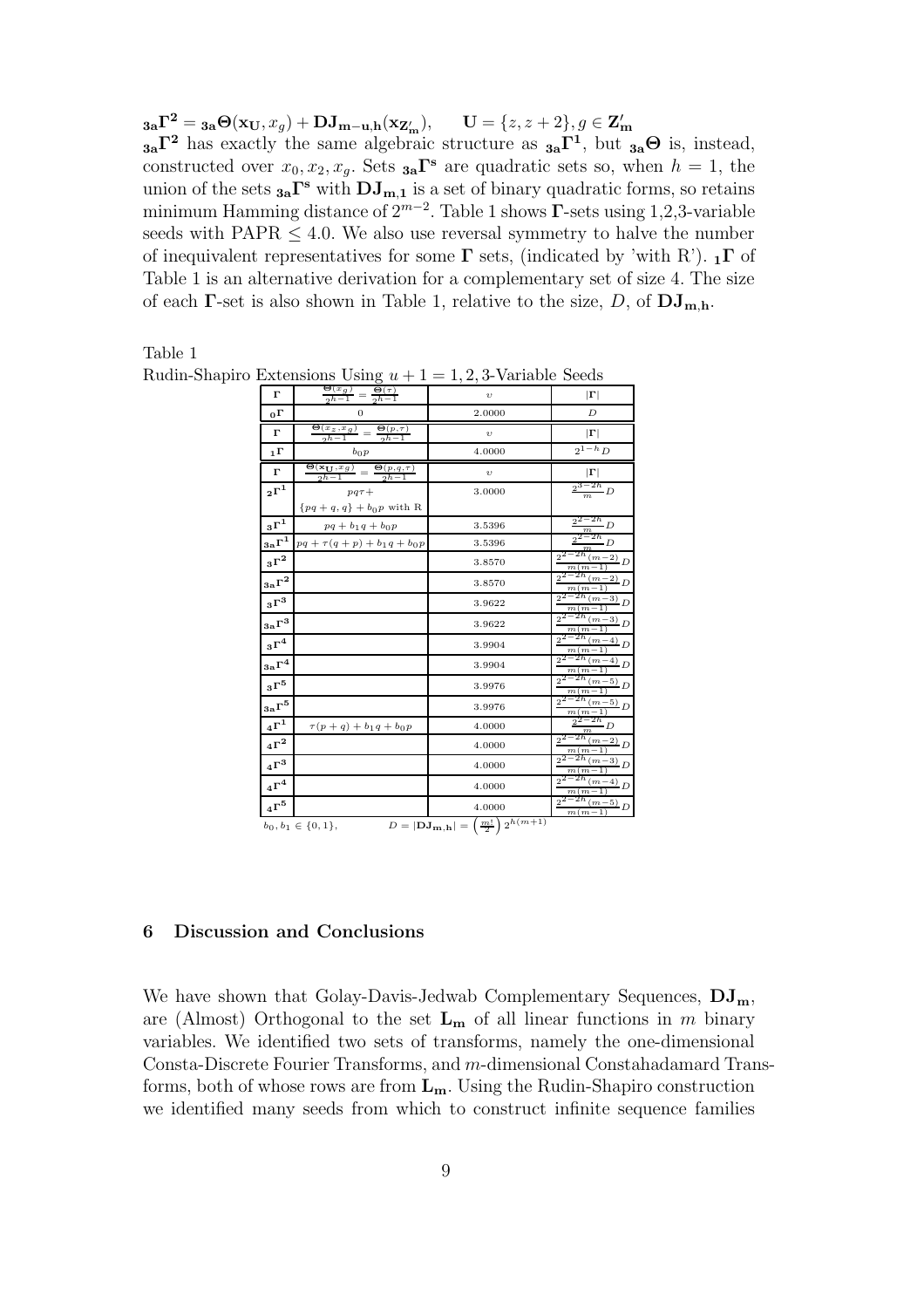$\mathbf{{}_{3a}\Gamma^2} = \mathbf{{}_{3a}\Theta}(\mathbf{x_U}, x_g) + \mathbf{DJ_{m-u,h}}(\mathbf{x_{Z'_m}}), \qquad \mathbf{U} = \{z, z+2\}, g \in \mathbf{Z'_m}$

$\mathbf{{}_{3a}\Gamma^2}$ has exactly the same algebraic structure as $\mathbf{{}_{3a}\Gamma^1}$, but $\mathbf{{}_{3a}\Theta}$ is, instead, constructed over $x_0, x_2, x_g$. Sets $\mathbf{{}_{3a}\Gamma^s}$ are quadratic sets so, when $h = 1$, the union of the sets $\mathbf{{}_{3a}\Gamma^s}$ with $\mathbf{DJ_{m,1}}$ is a set of binary quadratic forms, so retains minimum Hamming distance of $2^{m-2}$. Table 1 shows $\mathbf{\Gamma}$-sets using 1,2,3-variable seeds with PAPR $\leq 4.0$. We also use reversal symmetry to halve the number of inequivalent representatives for some $\mathbf{\Gamma}$ sets, (indicated by 'with R'). $\mathbf{{}_1\Gamma}$ of Table 1 is an alternative derivation for a complementary set of size 4. The size of each $\mathbf{\Gamma}$-set is also shown in Table 1, relative to the size, $D$, of $\mathbf{DJ_{m,h}}$.

Table 1
Rudin-Shapiro Extensions Using $u+1 = 1,2,3$-Variable Seeds

| $\mathbf{\Gamma}$ | $\frac{\Theta(x_g)}{2^{h-1}} = \frac{\Theta(\tau)}{2^{h-1}}$ | $v$ | $\lvert\mathbf{\Gamma}\rvert$ |
|---|---|---|---|
| $\mathbf{{}_0\Gamma}$ | 0 | 2.0000 | $D$ |
| $\mathbf{\Gamma}$ | $\frac{\Theta(x_z,x_g)}{2^{h-1}} = \frac{\Theta(p,\tau)}{2^{h-1}}$ | $v$ | $\lvert\mathbf{\Gamma}\rvert$ |
| $\mathbf{{}_1\Gamma}$ | $b_0 p$ | 4.0000 | $2^{1-h}D$ |
| $\mathbf{\Gamma}$ | $\frac{\Theta(\mathbf{x_U},x_g)}{2^{h-1}} = \frac{\Theta(p,q,\tau)}{2^{h-1}}$ | $v$ | $\lvert\mathbf{\Gamma}\rvert$ |
| $\mathbf{{}_2\Gamma^1}$ | $pq\tau +$ $\{pq+q, q\} + b_0 p$ with R | 3.0000 | $\frac{2^{3-2h}}{m}D$ |
| $\mathbf{{}_3\Gamma^1}$ | $pq + b_1 q + b_0 p$ | 3.5396 | $\frac{2^{2-2h}}{m}D$ |
| $\mathbf{{}_{3a}\Gamma^1}$ | $pq + \tau(q+p) + b_1 q + b_0 p$ | 3.5396 | $\frac{2^{2-2h}}{m}D$ |
| $\mathbf{{}_3\Gamma^2}$ | | 3.8570 | $\frac{2^{2-2h}(m-2)}{m(m-1)}D$ |
| $\mathbf{{}_{3a}\Gamma^2}$ | | 3.8570 | $\frac{2^{2-2h}(m-2)}{m(m-1)}D$ |
| $\mathbf{{}_3\Gamma^3}$ | | 3.9622 | $\frac{2^{2-2h}(m-3)}{m(m-1)}D$ |
| $\mathbf{{}_{3a}\Gamma^3}$ | | 3.9622 | $\frac{2^{2-2h}(m-3)}{m(m-1)}D$ |
| $\mathbf{{}_3\Gamma^4}$ | | 3.9904 | $\frac{2^{2-2h}(m-4)}{m(m-1)}D$ |
| $\mathbf{{}_{3a}\Gamma^4}$ | | 3.9904 | $\frac{2^{2-2h}(m-4)}{m(m-1)}D$ |
| $\mathbf{{}_3\Gamma^5}$ | | 3.9976 | $\frac{2^{2-2h}(m-5)}{m(m-1)}D$ |
| $\mathbf{{}_{3a}\Gamma^5}$ | | 3.9976 | $\frac{2^{2-2h}(m-5)}{m(m-1)}D$ |
| $\mathbf{{}_4\Gamma^1}$ | $\tau(p+q) + b_1 q + b_0 p$ | 4.0000 | $\frac{2^{2-2h}}{m}D$ |
| $\mathbf{{}_4\Gamma^2}$ | | 4.0000 | $\frac{2^{2-2h}(m-2)}{m(m-1)}D$ |
| $\mathbf{{}_4\Gamma^3}$ | | 4.0000 | $\frac{2^{2-2h}(m-3)}{m(m-1)}D$ |
| $\mathbf{{}_4\Gamma^4}$ | | 4.0000 | $\frac{2^{2-2h}(m-4)}{m(m-1)}D$ |
| $\mathbf{{}_4\Gamma^5}$ | | 4.0000 | $\frac{2^{2-2h}(m-5)}{m(m-1)}D$ |

$b_0, b_1 \in \{0,1\}, \qquad D = \lvert\mathbf{DJ_{m,h}}\rvert = \left(\frac{m!}{2}\right) 2^{h(m+1)}$

## 6 Discussion and Conclusions

We have shown that Golay-Davis-Jedwab Complementary Sequences, $\mathbf{DJ_m}$, are (Almost) Orthogonal to the set $\mathbf{L_m}$ of all linear functions in $m$ binary variables. We identified two sets of transforms, namely the one-dimensional Consta-Discrete Fourier Transforms, and $m$-dimensional Constahadamard Transforms, both of whose rows are from $\mathbf{L_m}$. Using the Rudin-Shapiro construction we identified many seeds from which to construct infinite sequence families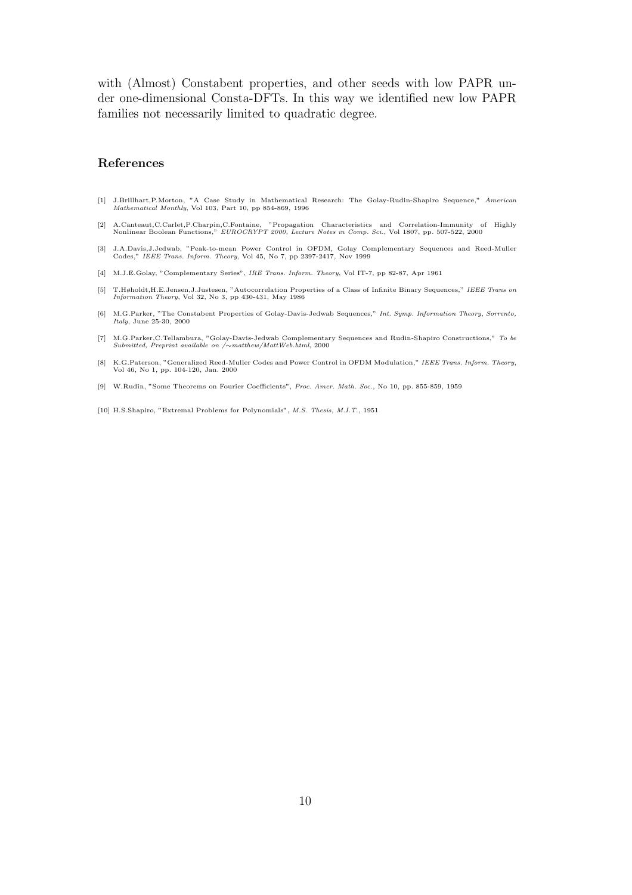with (Almost) Constabent properties, and other seeds with low PAPR under one-dimensional Consta-DFTs. In this way we identified new low PAPR families not necessarily limited to quadratic degree.

## References

[1] J.Brillhart,P.Morton, "A Case Study in Mathematical Research: The Golay-Rudin-Shapiro Sequence," *American Mathematical Monthly*, Vol 103, Part 10, pp 854-869, 1996

[2] A.Canteaut,C.Carlet,P.Charpin,C.Fontaine, "Propagation Characteristics and Correlation-Immunity of Highly Nonlinear Boolean Functions," *EUROCRYPT 2000, Lecture Notes in Comp. Sci.*, Vol 1807, pp. 507-522, 2000

[3] J.A.Davis,J.Jedwab, "Peak-to-mean Power Control in OFDM, Golay Complementary Sequences and Reed-Muller Codes," *IEEE Trans. Inform. Theory*, Vol 45, No 7, pp 2397-2417, Nov 1999

[4] M.J.E.Golay, "Complementary Series", *IRE Trans. Inform. Theory*, Vol IT-7, pp 82-87, Apr 1961

[5] T.Høholdt,H.E.Jensen,J.Justesen, "Autocorrelation Properties of a Class of Infinite Binary Sequences," *IEEE Trans on Information Theory*, Vol 32, No 3, pp 430-431, May 1986

[6] M.G.Parker, "The Constabent Properties of Golay-Davis-Jedwab Sequences," *Int. Symp. Information Theory, Sorrento, Italy*, June 25-30, 2000

[7] M.G.Parker,C.Tellambura, "Golay-Davis-Jedwab Complementary Sequences and Rudin-Shapiro Constructions," *To be Submitted, Preprint available on /∼matthew/MattWeb.html*, 2000

[8] K.G.Paterson, "Generalized Reed-Muller Codes and Power Control in OFDM Modulation," *IEEE Trans. Inform. Theory*, Vol 46, No 1, pp. 104-120, Jan. 2000

[9] W.Rudin, "Some Theorems on Fourier Coefficients", *Proc. Amer. Math. Soc.*, No 10, pp. 855-859, 1959

[10] H.S.Shapiro, "Extremal Problems for Polynomials", *M.S. Thesis, M.I.T.*, 1951